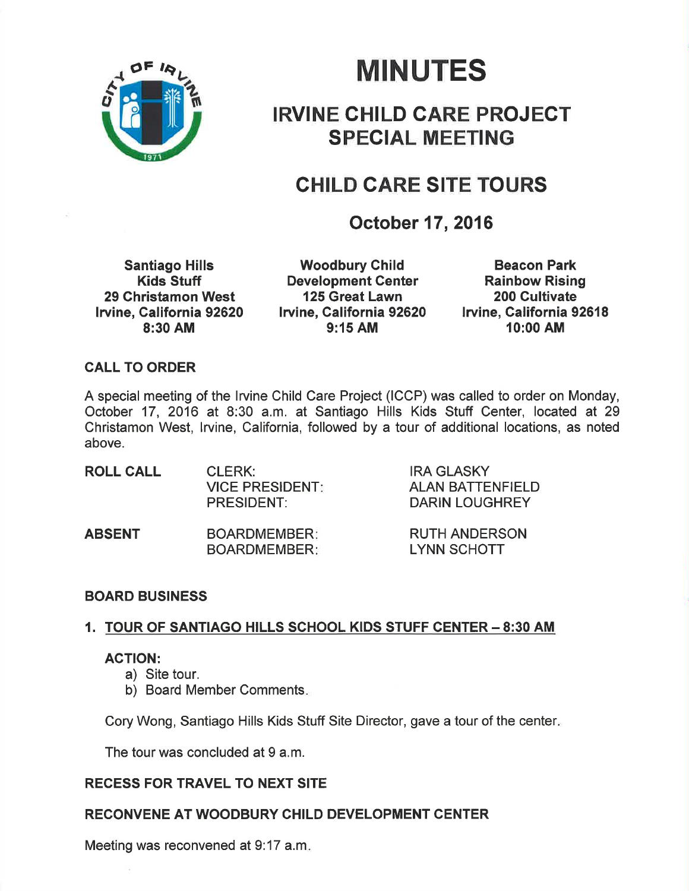# MINUTES

## IRVINE CHILD CARE PROJECT SPECIAL MEETING

## CHILD CARE SITE TOURS

### October 17, 2016

| Santiago Hills Kids Stuff | Woodbury Child Development Center | Beacon Park Rainbow Rising |
|---|---|---|
| 29 Christamon West | 125 Great Lawn | 200 Cultivate |
| Irvine, California 92620 | Irvine, California 92620 | Irvine, California 92618 |
| 8:30 AM | 9:15 AM | 10:00 AM |

**CALL TO ORDER**

A special meeting of the Irvine Child Care Project (ICCP) was called to order on Monday, October 17, 2016 at 8:30 a.m. at Santiago Hills Kids Stuff Center, located at 29 Christamon West, Irvine, California, followed by a tour of additional locations, as noted above.

| | | |
|---|---|---|
| **ROLL CALL** | CLERK: | IRA GLASKY |
| | VICE PRESIDENT: | ALAN BATTENFIELD |
| | PRESIDENT: | DARIN LOUGHREY |
| **ABSENT** | BOARDMEMBER: | RUTH ANDERSON |
| | BOARDMEMBER: | LYNN SCHOTT |

**BOARD BUSINESS**

**1. TOUR OF SANTIAGO HILLS SCHOOL KIDS STUFF CENTER – 8:30 AM**

**ACTION:**

a) Site tour.
b) Board Member Comments.

Cory Wong, Santiago Hills Kids Stuff Site Director, gave a tour of the center.

The tour was concluded at 9 a.m.

**RECESS FOR TRAVEL TO NEXT SITE**

**RECONVENE AT WOODBURY CHILD DEVELOPMENT CENTER**

Meeting was reconvened at 9:17 a.m.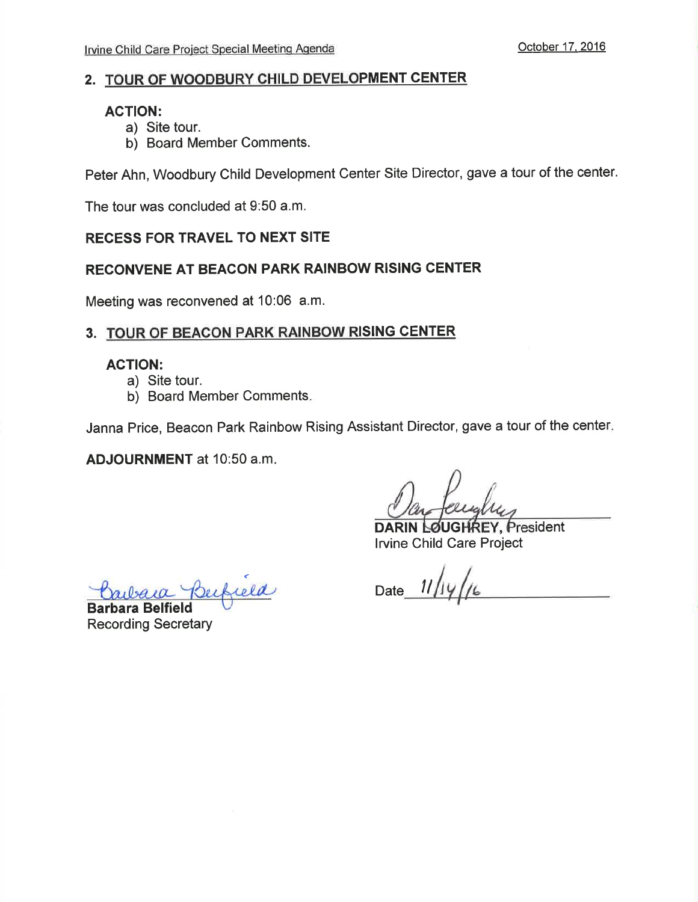## 2. TOUR OF WOODBURY CHILD DEVELOPMENT CENTER

**ACTION:**

a) Site tour.
b) Board Member Comments.

Peter Ahn, Woodbury Child Development Center Site Director, gave a tour of the center.

The tour was concluded at 9:50 a.m.

**RECESS FOR TRAVEL TO NEXT SITE**

**RECONVENE AT BEACON PARK RAINBOW RISING CENTER**

Meeting was reconvened at 10:06 a.m.

## 3. TOUR OF BEACON PARK RAINBOW RISING CENTER

**ACTION:**

a) Site tour.
b) Board Member Comments.

Janna Price, Beacon Park Rainbow Rising Assistant Director, gave a tour of the center.

**ADJOURNMENT** at 10:50 a.m.

**DARIN LOUGHREY**, President
Irvine Child Care Project

Date 11/14/16

**Barbara Belfield**
Recording Secretary